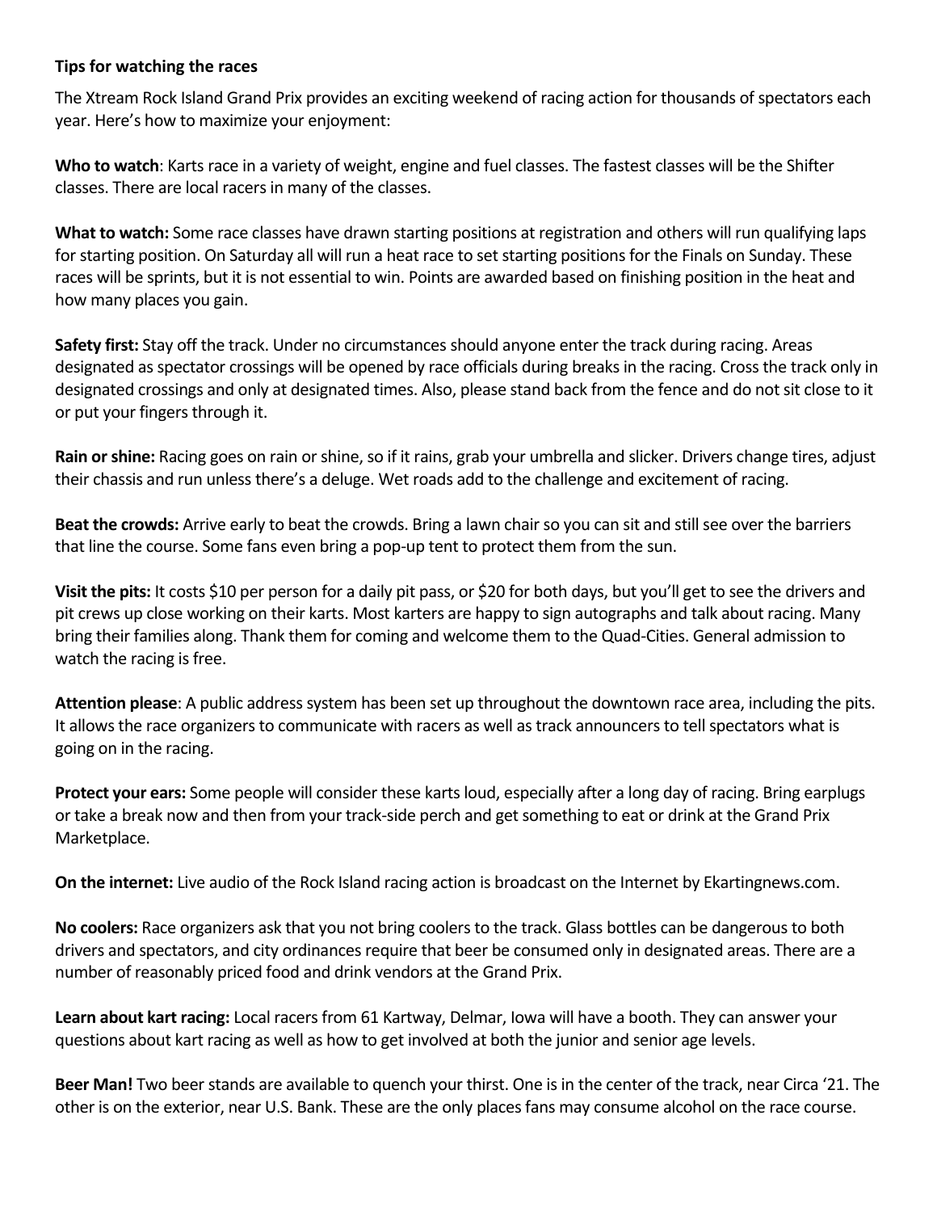**Tips for watching the races**

The Xtream Rock Island Grand Prix provides an exciting weekend of racing action for thousands of spectators each year. Here's how to maximize your enjoyment:

**Who to watch**: Karts race in a variety of weight, engine and fuel classes. The fastest classes will be the Shifter classes. There are local racers in many of the classes.

**What to watch:** Some race classes have drawn starting positions at registration and others will run qualifying laps for starting position. On Saturday all will run a heat race to set starting positions for the Finals on Sunday. These races will be sprints, but it is not essential to win. Points are awarded based on finishing position in the heat and how many places you gain.

**Safety first:** Stay off the track. Under no circumstances should anyone enter the track during racing. Areas designated as spectator crossings will be opened by race officials during breaks in the racing. Cross the track only in designated crossings and only at designated times. Also, please stand back from the fence and do not sit close to it or put your fingers through it.

**Rain or shine:** Racing goes on rain or shine, so if it rains, grab your umbrella and slicker. Drivers change tires, adjust their chassis and run unless there's a deluge. Wet roads add to the challenge and excitement of racing.

**Beat the crowds:** Arrive early to beat the crowds. Bring a lawn chair so you can sit and still see over the barriers that line the course. Some fans even bring a pop-up tent to protect them from the sun.

**Visit the pits:** It costs $10 per person for a daily pit pass, or $20 for both days, but you'll get to see the drivers and pit crews up close working on their karts. Most karters are happy to sign autographs and talk about racing. Many bring their families along. Thank them for coming and welcome them to the Quad-Cities. General admission to watch the racing is free.

**Attention please**: A public address system has been set up throughout the downtown race area, including the pits. It allows the race organizers to communicate with racers as well as track announcers to tell spectators what is going on in the racing.

**Protect your ears:** Some people will consider these karts loud, especially after a long day of racing. Bring earplugs or take a break now and then from your track-side perch and get something to eat or drink at the Grand Prix Marketplace.

**On the internet:** Live audio of the Rock Island racing action is broadcast on the Internet by Ekartingnews.com.

**No coolers:** Race organizers ask that you not bring coolers to the track. Glass bottles can be dangerous to both drivers and spectators, and city ordinances require that beer be consumed only in designated areas. There are a number of reasonably priced food and drink vendors at the Grand Prix.

**Learn about kart racing:** Local racers from 61 Kartway, Delmar, Iowa will have a booth. They can answer your questions about kart racing as well as how to get involved at both the junior and senior age levels.

**Beer Man!** Two beer stands are available to quench your thirst. One is in the center of the track, near Circa '21. The other is on the exterior, near U.S. Bank. These are the only places fans may consume alcohol on the race course.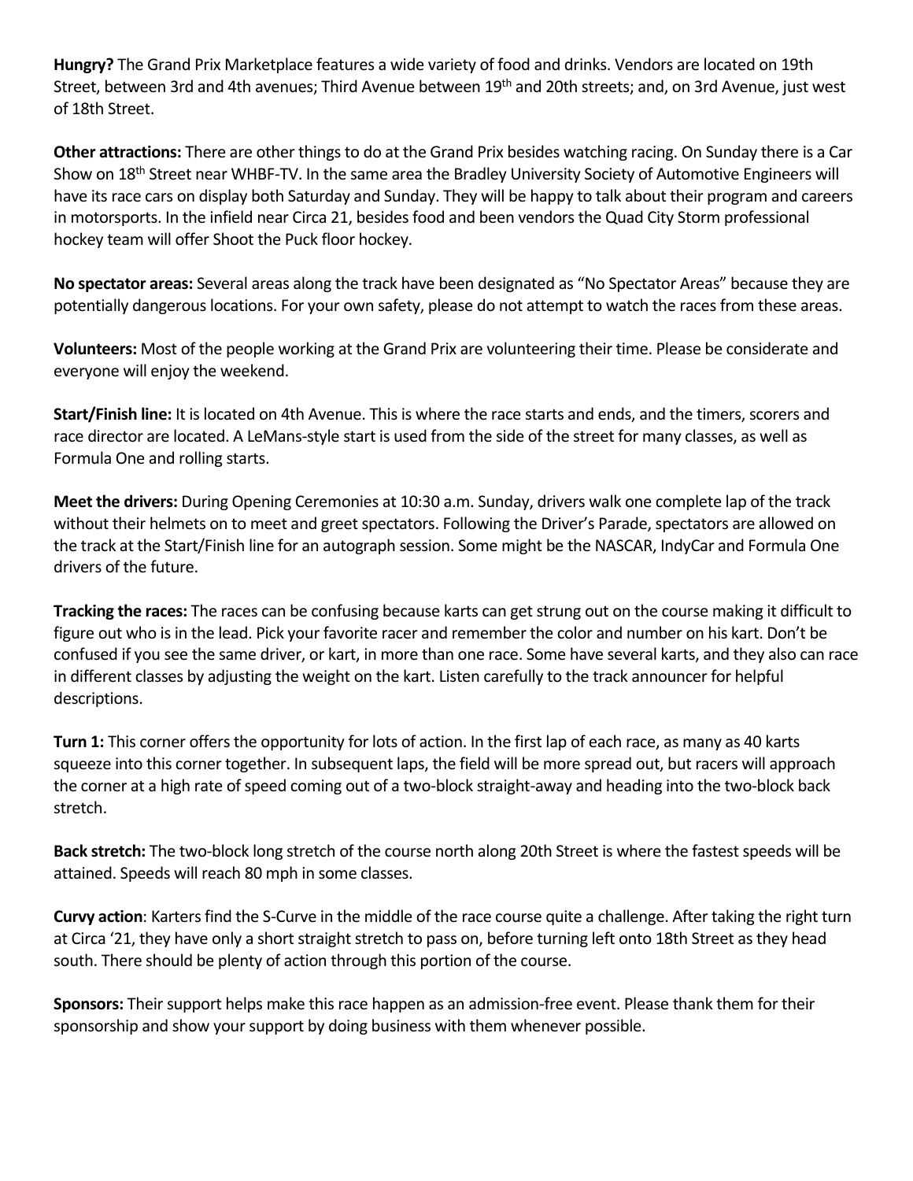**Hungry?** The Grand Prix Marketplace features a wide variety of food and drinks. Vendors are located on 19th Street, between 3rd and 4th avenues; Third Avenue between 19th and 20th streets; and, on 3rd Avenue, just west of 18th Street.

**Other attractions:** There are other things to do at the Grand Prix besides watching racing. On Sunday there is a Car Show on 18th Street near WHBF-TV. In the same area the Bradley University Society of Automotive Engineers will have its race cars on display both Saturday and Sunday. They will be happy to talk about their program and careers in motorsports. In the infield near Circa 21, besides food and been vendors the Quad City Storm professional hockey team will offer Shoot the Puck floor hockey.

**No spectator areas:** Several areas along the track have been designated as "No Spectator Areas" because they are potentially dangerous locations. For your own safety, please do not attempt to watch the races from these areas.

**Volunteers:** Most of the people working at the Grand Prix are volunteering their time. Please be considerate and everyone will enjoy the weekend.

**Start/Finish line:** It is located on 4th Avenue. This is where the race starts and ends, and the timers, scorers and race director are located. A LeMans-style start is used from the side of the street for many classes, as well as Formula One and rolling starts.

**Meet the drivers:** During Opening Ceremonies at 10:30 a.m. Sunday, drivers walk one complete lap of the track without their helmets on to meet and greet spectators. Following the Driver's Parade, spectators are allowed on the track at the Start/Finish line for an autograph session. Some might be the NASCAR, IndyCar and Formula One drivers of the future.

**Tracking the races:** The races can be confusing because karts can get strung out on the course making it difficult to figure out who is in the lead. Pick your favorite racer and remember the color and number on his kart. Don't be confused if you see the same driver, or kart, in more than one race. Some have several karts, and they also can race in different classes by adjusting the weight on the kart. Listen carefully to the track announcer for helpful descriptions.

**Turn 1:** This corner offers the opportunity for lots of action. In the first lap of each race, as many as 40 karts squeeze into this corner together. In subsequent laps, the field will be more spread out, but racers will approach the corner at a high rate of speed coming out of a two-block straight-away and heading into the two-block back stretch.

**Back stretch:** The two-block long stretch of the course north along 20th Street is where the fastest speeds will be attained. Speeds will reach 80 mph in some classes.

**Curvy action**: Karters find the S-Curve in the middle of the race course quite a challenge. After taking the right turn at Circa '21, they have only a short straight stretch to pass on, before turning left onto 18th Street as they head south. There should be plenty of action through this portion of the course.

**Sponsors:** Their support helps make this race happen as an admission-free event. Please thank them for their sponsorship and show your support by doing business with them whenever possible.